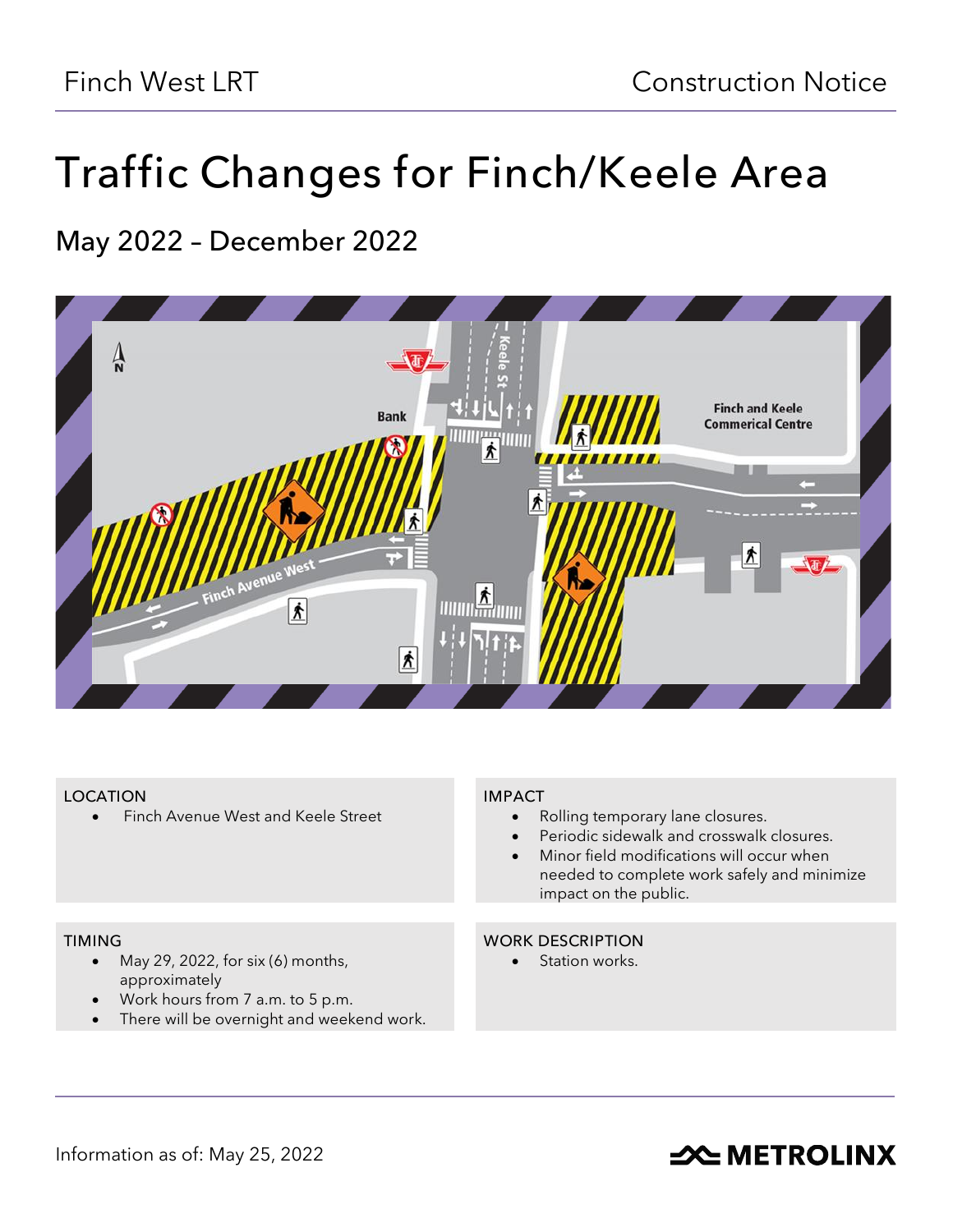Finch West LRT

Construction Notice

# Traffic Changes for Finch/Keele Area

## May 2022 – December 2022

### LOCATION

- Finch Avenue West and Keele Street

### IMPACT

- Rolling temporary lane closures.
- Periodic sidewalk and crosswalk closures.
- Minor field modifications will occur when needed to complete work safely and minimize impact on the public.

### TIMING

- May 29, 2022, for six (6) months, approximately
- Work hours from 7 a.m. to 5 p.m.
- There will be overnight and weekend work.

### WORK DESCRIPTION

- Station works.

Information as of: May 25, 2022

METROLINX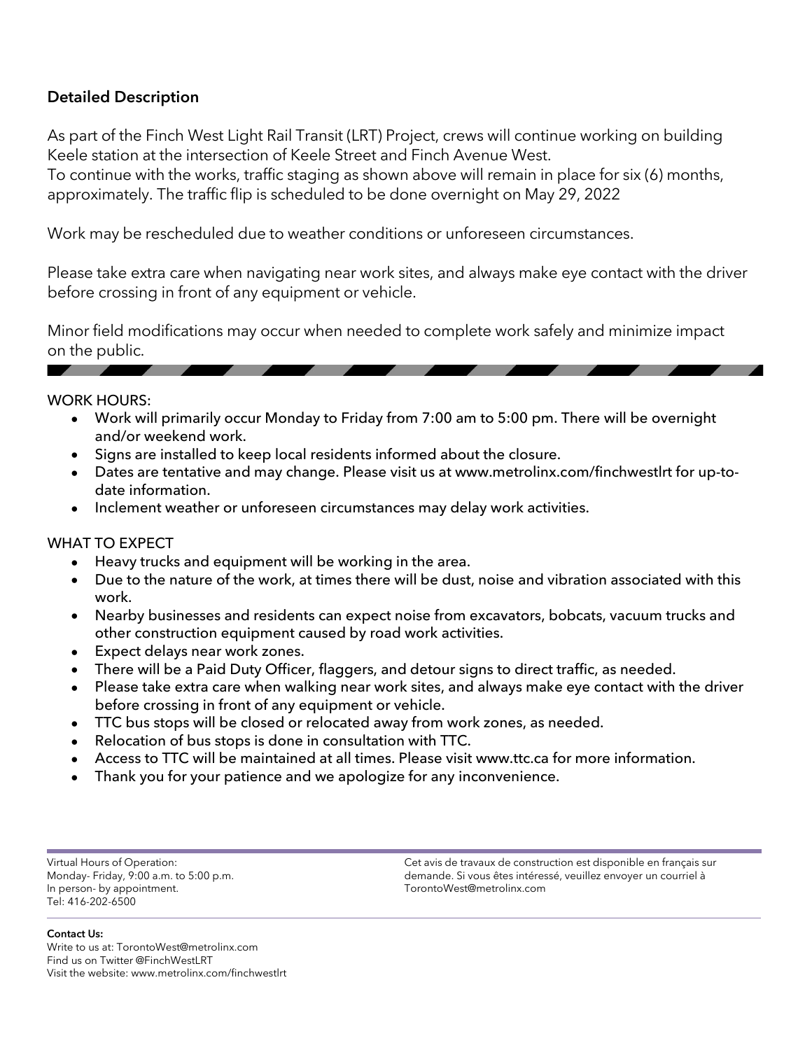## Detailed Description

As part of the Finch West Light Rail Transit (LRT) Project, crews will continue working on building Keele station at the intersection of Keele Street and Finch Avenue West.
To continue with the works, traffic staging as shown above will remain in place for six (6) months, approximately. The traffic flip is scheduled to be done overnight on May 29, 2022

Work may be rescheduled due to weather conditions or unforeseen circumstances.

Please take extra care when navigating near work sites, and always make eye contact with the driver before crossing in front of any equipment or vehicle.

Minor field modifications may occur when needed to complete work safely and minimize impact on the public.

WORK HOURS:

- Work will primarily occur Monday to Friday from 7:00 am to 5:00 pm. There will be overnight and/or weekend work.
- Signs are installed to keep local residents informed about the closure.
- Dates are tentative and may change. Please visit us at www.metrolinx.com/finchwestlrt for up-to-date information.
- Inclement weather or unforeseen circumstances may delay work activities.

WHAT TO EXPECT

- Heavy trucks and equipment will be working in the area.
- Due to the nature of the work, at times there will be dust, noise and vibration associated with this work.
- Nearby businesses and residents can expect noise from excavators, bobcats, vacuum trucks and other construction equipment caused by road work activities.
- Expect delays near work zones.
- There will be a Paid Duty Officer, flaggers, and detour signs to direct traffic, as needed.
- Please take extra care when walking near work sites, and always make eye contact with the driver before crossing in front of any equipment or vehicle.
- TTC bus stops will be closed or relocated away from work zones, as needed.
- Relocation of bus stops is done in consultation with TTC.
- Access to TTC will be maintained at all times. Please visit www.ttc.ca for more information.
- Thank you for your patience and we apologize for any inconvenience.

Virtual Hours of Operation:
Monday- Friday, 9:00 a.m. to 5:00 p.m.
In person- by appointment.
Tel: 416-202-6500

Cet avis de travaux de construction est disponible en français sur demande. Si vous êtes intéressé, veuillez envoyer un courriel à TorontoWest@metrolinx.com

**Contact Us:**
Write to us at: TorontoWest@metrolinx.com
Find us on Twitter @FinchWestLRT
Visit the website: www.metrolinx.com/finchwestlrt